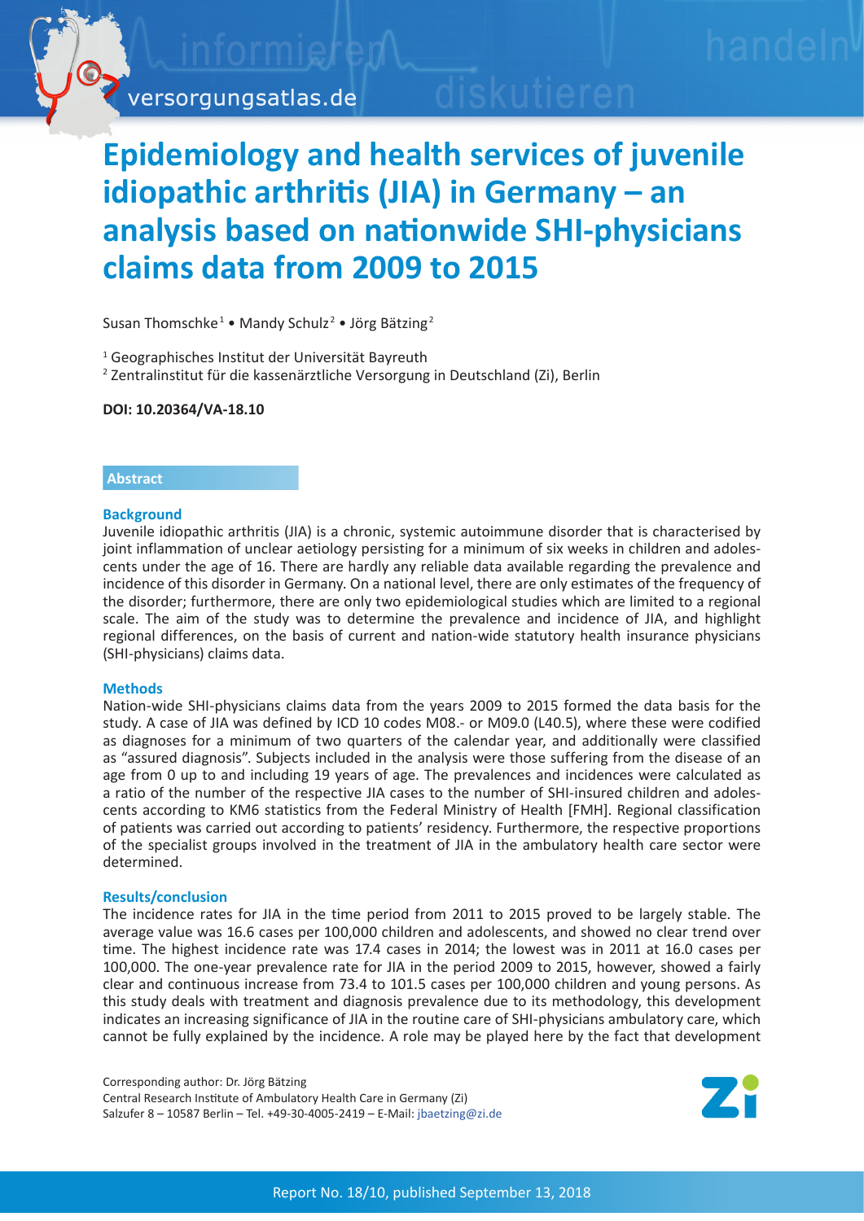# Epidemiology and health services of juvenile idiopathic arthritis (JIA) in Germany – an analysis based on nationwide SHI-physicians claims data from 2009 to 2015

Susan Thomschke[1] • Mandy Schulz[2] • Jörg Bätzing[2]

[1] Geographisches Institut der Universität Bayreuth
[2] Zentralinstitut für die kassenärztliche Versorgung in Deutschland (Zi), Berlin

**DOI: 10.20364/VA-18.10**

## Abstract

### Background

Juvenile idiopathic arthritis (JIA) is a chronic, systemic autoimmune disorder that is characterised by joint inflammation of unclear aetiology persisting for a minimum of six weeks in children and adolescents under the age of 16. There are hardly any reliable data available regarding the prevalence and incidence of this disorder in Germany. On a national level, there are only estimates of the frequency of the disorder; furthermore, there are only two epidemiological studies which are limited to a regional scale. The aim of the study was to determine the prevalence and incidence of JIA, and highlight regional differences, on the basis of current and nation-wide statutory health insurance physicians (SHI-physicians) claims data.

### Methods

Nation-wide SHI-physicians claims data from the years 2009 to 2015 formed the data basis for the study. A case of JIA was defined by ICD 10 codes M08.- or M09.0 (L40.5), where these were codified as diagnoses for a minimum of two quarters of the calendar year, and additionally were classified as "assured diagnosis". Subjects included in the analysis were those suffering from the disease of an age from 0 up to and including 19 years of age. The prevalences and incidences were calculated as a ratio of the number of the respective JIA cases to the number of SHI-insured children and adolescents according to KM6 statistics from the Federal Ministry of Health [FMH]. Regional classification of patients was carried out according to patients' residency. Furthermore, the respective proportions of the specialist groups involved in the treatment of JIA in the ambulatory health care sector were determined.

### Results/conclusion

The incidence rates for JIA in the time period from 2011 to 2015 proved to be largely stable. The average value was 16.6 cases per 100,000 children and adolescents, and showed no clear trend over time. The highest incidence rate was 17.4 cases in 2014; the lowest was in 2011 at 16.0 cases per 100,000. The one-year prevalence rate for JIA in the period 2009 to 2015, however, showed a fairly clear and continuous increase from 73.4 to 101.5 cases per 100,000 children and young persons. As this study deals with treatment and diagnosis prevalence due to its methodology, this development indicates an increasing significance of JIA in the routine care of SHI-physicians ambulatory care, which cannot be fully explained by the incidence. A role may be played here by the fact that development

Corresponding author: Dr. Jörg Bätzing
Central Research Institute of Ambulatory Health Care in Germany (Zi)
Salzufer 8 – 10587 Berlin – Tel. +49-30-4005-2419 – E-Mail: jbaetzing@zi.de

Report No. 18/10, published September 13, 2018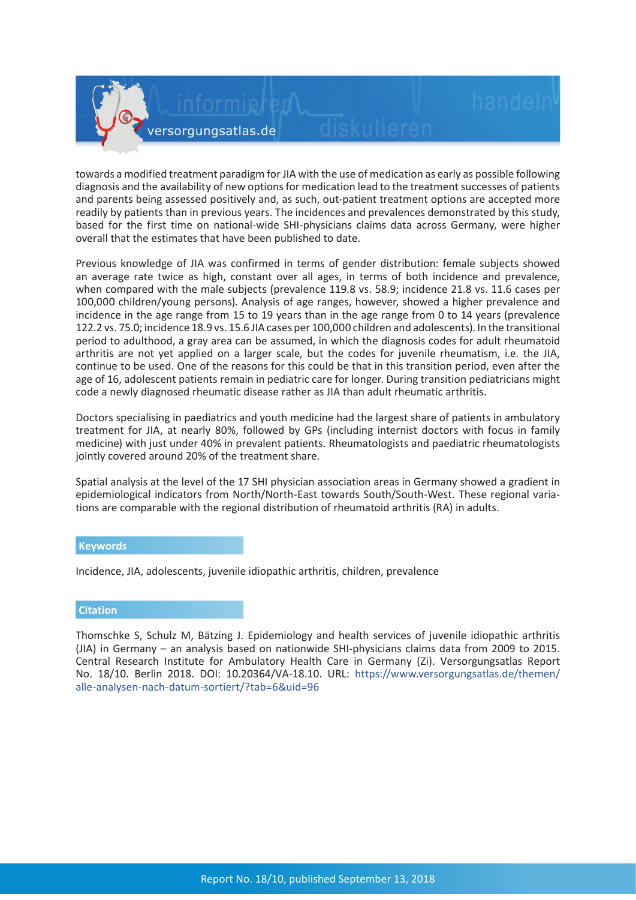towards a modified treatment paradigm for JIA with the use of medication as early as possible following diagnosis and the availability of new options for medication lead to the treatment successes of patients and parents being assessed positively and, as such, out-patient treatment options are accepted more readily by patients than in previous years. The incidences and prevalences demonstrated by this study, based for the first time on national-wide SHI-physicians claims data across Germany, were higher overall that the estimates that have been published to date.

Previous knowledge of JIA was confirmed in terms of gender distribution: female subjects showed an average rate twice as high, constant over all ages, in terms of both incidence and prevalence, when compared with the male subjects (prevalence 119.8 vs. 58.9; incidence 21.8 vs. 11.6 cases per 100,000 children/young persons). Analysis of age ranges, however, showed a higher prevalence and incidence in the age range from 15 to 19 years than in the age range from 0 to 14 years (prevalence 122.2 vs. 75.0; incidence 18.9 vs. 15.6 JIA cases per 100,000 children and adolescents). In the transitional period to adulthood, a gray area can be assumed, in which the diagnosis codes for adult rheumatoid arthritis are not yet applied on a larger scale, but the codes for juvenile rheumatism, i.e. the JIA, continue to be used. One of the reasons for this could be that in this transition period, even after the age of 16, adolescent patients remain in pediatric care for longer. During transition pediatricians might code a newly diagnosed rheumatic disease rather as JIA than adult rheumatic arthritis.

Doctors specialising in paediatrics and youth medicine had the largest share of patients in ambulatory treatment for JIA, at nearly 80%, followed by GPs (including internist doctors with focus in family medicine) with just under 40% in prevalent patients. Rheumatologists and paediatric rheumatologists jointly covered around 20% of the treatment share.

Spatial analysis at the level of the 17 SHI physician association areas in Germany showed a gradient in epidemiological indicators from North/North-East towards South/South-West. These regional variations are comparable with the regional distribution of rheumatoid arthritis (RA) in adults.

## Keywords

Incidence, JIA, adolescents, juvenile idiopathic arthritis, children, prevalence

## Citation

Thomschke S, Schulz M, Bätzing J. Epidemiology and health services of juvenile idiopathic arthritis (JIA) in Germany – an analysis based on nationwide SHI-physicians claims data from 2009 to 2015. Central Research Institute for Ambulatory Health Care in Germany (Zi). Versorgungsatlas Report No. 18/10. Berlin 2018. DOI: 10.20364/VA-18.10. URL: https://www.versorgungsatlas.de/themen/alle-analysen-nach-datum-sortiert/?tab=6&uid=96